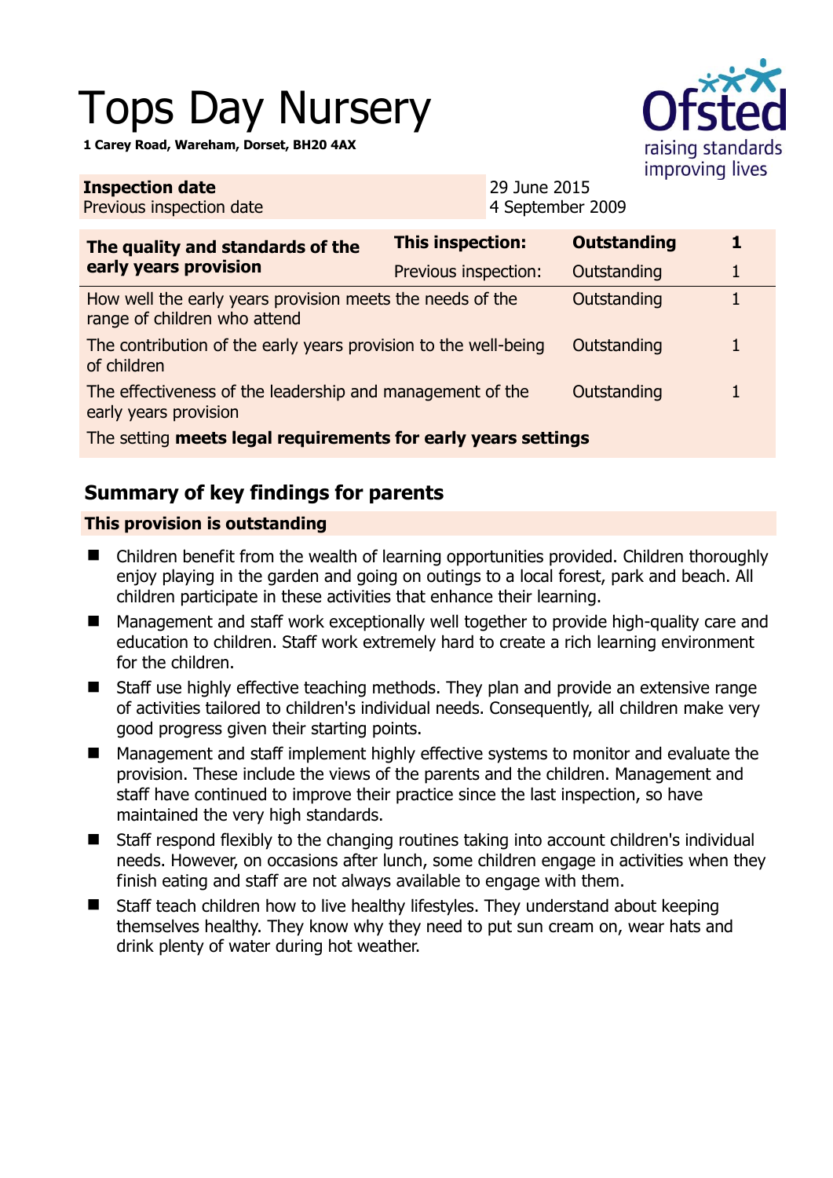# Tops Day Nursery

**1 Carey Road, Wareham, Dorset, BH20 4AX**

| **Inspection date** | 29 June 2015 |
|---|---|
| Previous inspection date | 4 September 2009 |

| **The quality and standards of the early years provision** | **This inspection:** | **Outstanding** | **1** |
|---|---|---|---|
| | Previous inspection: | Outstanding | 1 |
| How well the early years provision meets the needs of the range of children who attend | | Outstanding | 1 |
| The contribution of the early years provision to the well-being of children | | Outstanding | 1 |
| The effectiveness of the leadership and management of the early years provision | | Outstanding | 1 |
| The setting **meets legal requirements for early years settings** | | | |

## Summary of key findings for parents

**This provision is outstanding**

- Children benefit from the wealth of learning opportunities provided. Children thoroughly enjoy playing in the garden and going on outings to a local forest, park and beach. All children participate in these activities that enhance their learning.
- Management and staff work exceptionally well together to provide high-quality care and education to children. Staff work extremely hard to create a rich learning environment for the children.
- Staff use highly effective teaching methods. They plan and provide an extensive range of activities tailored to children's individual needs. Consequently, all children make very good progress given their starting points.
- Management and staff implement highly effective systems to monitor and evaluate the provision. These include the views of the parents and the children. Management and staff have continued to improve their practice since the last inspection, so have maintained the very high standards.
- Staff respond flexibly to the changing routines taking into account children's individual needs. However, on occasions after lunch, some children engage in activities when they finish eating and staff are not always available to engage with them.
- Staff teach children how to live healthy lifestyles. They understand about keeping themselves healthy. They know why they need to put sun cream on, wear hats and drink plenty of water during hot weather.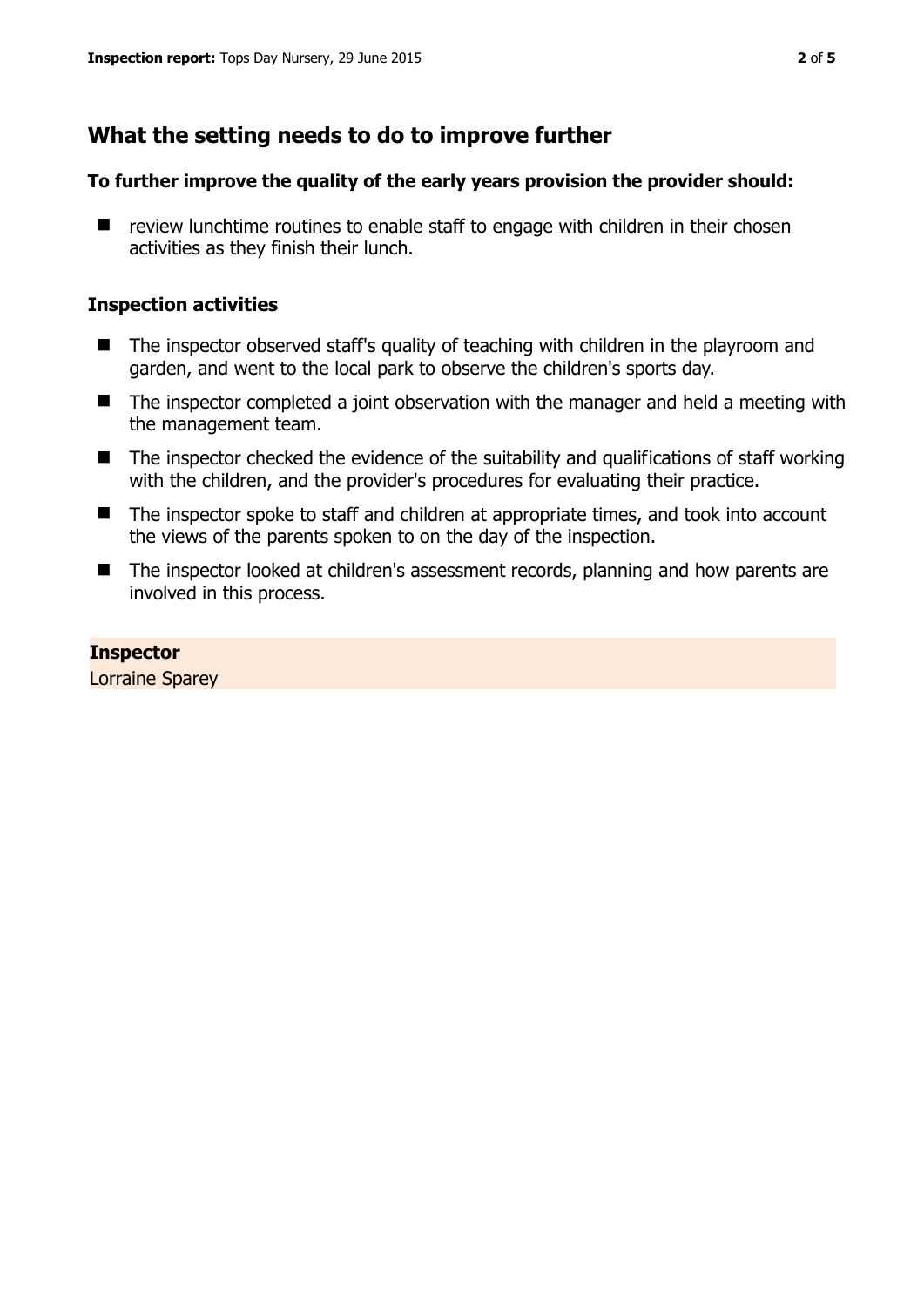## What the setting needs to do to improve further

**To further improve the quality of the early years provision the provider should:**

- review lunchtime routines to enable staff to engage with children in their chosen activities as they finish their lunch.

### Inspection activities

- The inspector observed staff's quality of teaching with children in the playroom and garden, and went to the local park to observe the children's sports day.
- The inspector completed a joint observation with the manager and held a meeting with the management team.
- The inspector checked the evidence of the suitability and qualifications of staff working with the children, and the provider's procedures for evaluating their practice.
- The inspector spoke to staff and children at appropriate times, and took into account the views of the parents spoken to on the day of the inspection.
- The inspector looked at children's assessment records, planning and how parents are involved in this process.

**Inspector**
Lorraine Sparey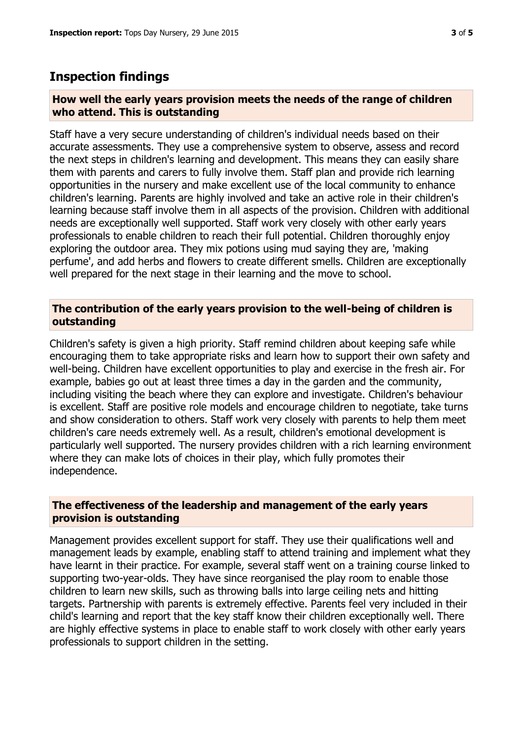## Inspection findings

### How well the early years provision meets the needs of the range of children who attend. This is outstanding

Staff have a very secure understanding of children's individual needs based on their accurate assessments. They use a comprehensive system to observe, assess and record the next steps in children's learning and development. This means they can easily share them with parents and carers to fully involve them. Staff plan and provide rich learning opportunities in the nursery and make excellent use of the local community to enhance children's learning. Parents are highly involved and take an active role in their children's learning because staff involve them in all aspects of the provision. Children with additional needs are exceptionally well supported. Staff work very closely with other early years professionals to enable children to reach their full potential. Children thoroughly enjoy exploring the outdoor area. They mix potions using mud saying they are, 'making perfume', and add herbs and flowers to create different smells. Children are exceptionally well prepared for the next stage in their learning and the move to school.

### The contribution of the early years provision to the well-being of children is outstanding

Children's safety is given a high priority. Staff remind children about keeping safe while encouraging them to take appropriate risks and learn how to support their own safety and well-being. Children have excellent opportunities to play and exercise in the fresh air. For example, babies go out at least three times a day in the garden and the community, including visiting the beach where they can explore and investigate. Children's behaviour is excellent. Staff are positive role models and encourage children to negotiate, take turns and show consideration to others. Staff work very closely with parents to help them meet children's care needs extremely well. As a result, children's emotional development is particularly well supported. The nursery provides children with a rich learning environment where they can make lots of choices in their play, which fully promotes their independence.

### The effectiveness of the leadership and management of the early years provision is outstanding

Management provides excellent support for staff. They use their qualifications well and management leads by example, enabling staff to attend training and implement what they have learnt in their practice. For example, several staff went on a training course linked to supporting two-year-olds. They have since reorganised the play room to enable those children to learn new skills, such as throwing balls into large ceiling nets and hitting targets. Partnership with parents is extremely effective. Parents feel very included in their child's learning and report that the key staff know their children exceptionally well. There are highly effective systems in place to enable staff to work closely with other early years professionals to support children in the setting.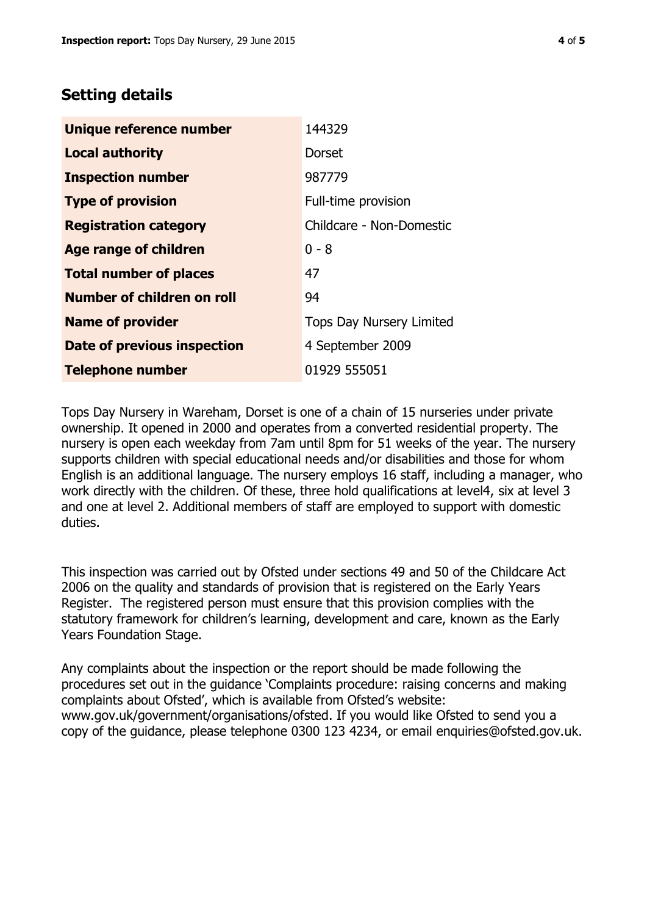## Setting details

| | |
|---|---|
| **Unique reference number** | 144329 |
| **Local authority** | Dorset |
| **Inspection number** | 987779 |
| **Type of provision** | Full-time provision |
| **Registration category** | Childcare - Non-Domestic |
| **Age range of children** | 0 - 8 |
| **Total number of places** | 47 |
| **Number of children on roll** | 94 |
| **Name of provider** | Tops Day Nursery Limited |
| **Date of previous inspection** | 4 September 2009 |
| **Telephone number** | 01929 555051 |

Tops Day Nursery in Wareham, Dorset is one of a chain of 15 nurseries under private ownership. It opened in 2000 and operates from a converted residential property. The nursery is open each weekday from 7am until 8pm for 51 weeks of the year. The nursery supports children with special educational needs and/or disabilities and those for whom English is an additional language. The nursery employs 16 staff, including a manager, who work directly with the children. Of these, three hold qualifications at level4, six at level 3 and one at level 2. Additional members of staff are employed to support with domestic duties.

This inspection was carried out by Ofsted under sections 49 and 50 of the Childcare Act 2006 on the quality and standards of provision that is registered on the Early Years Register. The registered person must ensure that this provision complies with the statutory framework for children's learning, development and care, known as the Early Years Foundation Stage.

Any complaints about the inspection or the report should be made following the procedures set out in the guidance 'Complaints procedure: raising concerns and making complaints about Ofsted', which is available from Ofsted's website: www.gov.uk/government/organisations/ofsted. If you would like Ofsted to send you a copy of the guidance, please telephone 0300 123 4234, or email enquiries@ofsted.gov.uk.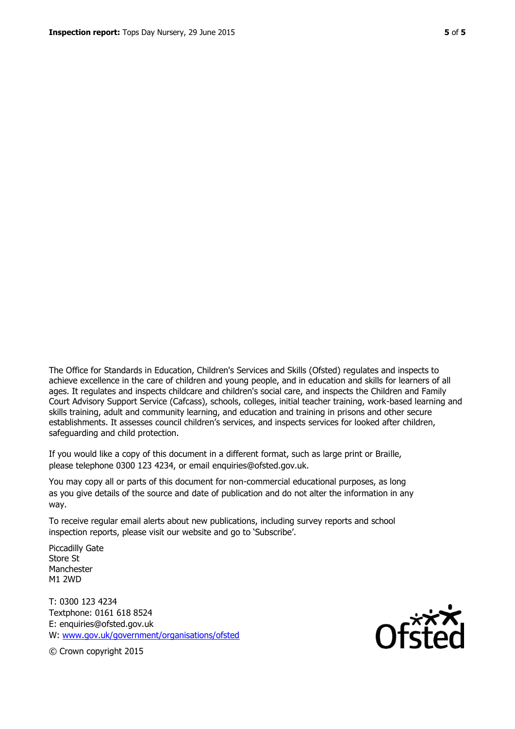The Office for Standards in Education, Children's Services and Skills (Ofsted) regulates and inspects to achieve excellence in the care of children and young people, and in education and skills for learners of all ages. It regulates and inspects childcare and children's social care, and inspects the Children and Family Court Advisory Support Service (Cafcass), schools, colleges, initial teacher training, work-based learning and skills training, adult and community learning, and education and training in prisons and other secure establishments. It assesses council children's services, and inspects services for looked after children, safeguarding and child protection.

If you would like a copy of this document in a different format, such as large print or Braille, please telephone 0300 123 4234, or email enquiries@ofsted.gov.uk.

You may copy all or parts of this document for non-commercial educational purposes, as long as you give details of the source and date of publication and do not alter the information in any way.

To receive regular email alerts about new publications, including survey reports and school inspection reports, please visit our website and go to 'Subscribe'.

Piccadilly Gate
Store St
Manchester
M1 2WD

T: 0300 123 4234
Textphone: 0161 618 8524
E: enquiries@ofsted.gov.uk
W: www.gov.uk/government/organisations/ofsted

© Crown copyright 2015